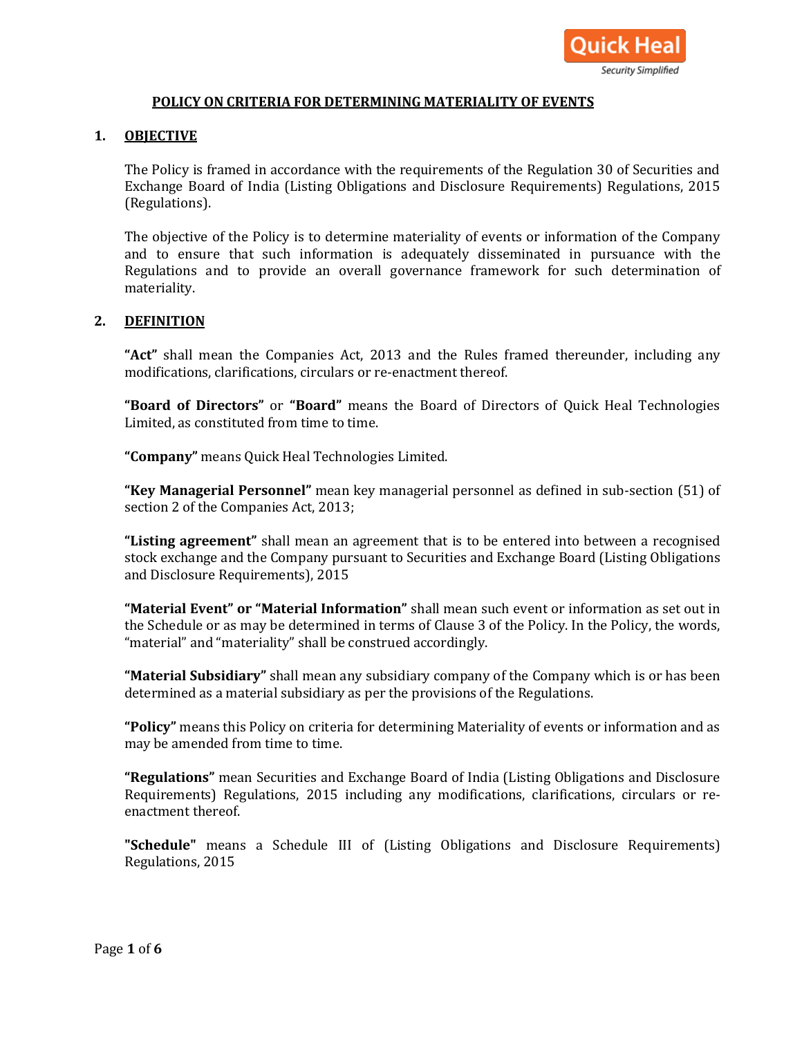# POLICY ON CRITERIA FOR DETERMINING MATERIALITY OF EVENTS

## 1. OBJECTIVE

The Policy is framed in accordance with the requirements of the Regulation 30 of Securities and Exchange Board of India (Listing Obligations and Disclosure Requirements) Regulations, 2015 (Regulations).

The objective of the Policy is to determine materiality of events or information of the Company and to ensure that such information is adequately disseminated in pursuance with the Regulations and to provide an overall governance framework for such determination of materiality.

## 2. DEFINITION

**"Act"** shall mean the Companies Act, 2013 and the Rules framed thereunder, including any modifications, clarifications, circulars or re-enactment thereof.

**"Board of Directors"** or **"Board"** means the Board of Directors of Quick Heal Technologies Limited, as constituted from time to time.

**"Company"** means Quick Heal Technologies Limited.

**"Key Managerial Personnel"** mean key managerial personnel as defined in sub-section (51) of section 2 of the Companies Act, 2013;

**"Listing agreement"** shall mean an agreement that is to be entered into between a recognised stock exchange and the Company pursuant to Securities and Exchange Board (Listing Obligations and Disclosure Requirements), 2015

**"Material Event" or "Material Information"** shall mean such event or information as set out in the Schedule or as may be determined in terms of Clause 3 of the Policy. In the Policy, the words, "material" and "materiality" shall be construed accordingly.

**"Material Subsidiary"** shall mean any subsidiary company of the Company which is or has been determined as a material subsidiary as per the provisions of the Regulations.

**"Policy"** means this Policy on criteria for determining Materiality of events or information and as may be amended from time to time.

**"Regulations"** mean Securities and Exchange Board of India (Listing Obligations and Disclosure Requirements) Regulations, 2015 including any modifications, clarifications, circulars or re-enactment thereof.

**"Schedule"** means a Schedule III of (Listing Obligations and Disclosure Requirements) Regulations, 2015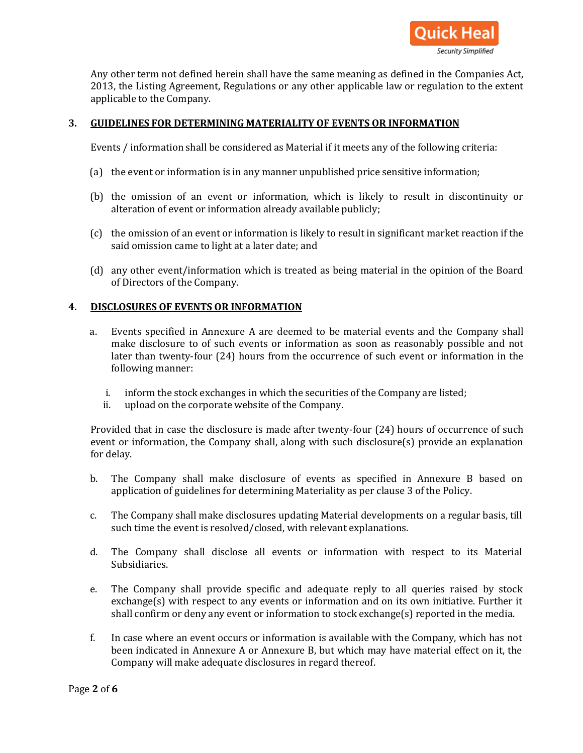Any other term not defined herein shall have the same meaning as defined in the Companies Act, 2013, the Listing Agreement, Regulations or any other applicable law or regulation to the extent applicable to the Company.

## 3. GUIDELINES FOR DETERMINING MATERIALITY OF EVENTS OR INFORMATION

Events / information shall be considered as Material if it meets any of the following criteria:

(a) the event or information is in any manner unpublished price sensitive information;

(b) the omission of an event or information, which is likely to result in discontinuity or alteration of event or information already available publicly;

(c) the omission of an event or information is likely to result in significant market reaction if the said omission came to light at a later date; and

(d) any other event/information which is treated as being material in the opinion of the Board of Directors of the Company.

## 4. DISCLOSURES OF EVENTS OR INFORMATION

a. Events specified in Annexure A are deemed to be material events and the Company shall make disclosure to of such events or information as soon as reasonably possible and not later than twenty-four (24) hours from the occurrence of such event or information in the following manner:

   i. inform the stock exchanges in which the securities of the Company are listed;
   ii. upload on the corporate website of the Company.

Provided that in case the disclosure is made after twenty-four (24) hours of occurrence of such event or information, the Company shall, along with such disclosure(s) provide an explanation for delay.

b. The Company shall make disclosure of events as specified in Annexure B based on application of guidelines for determining Materiality as per clause 3 of the Policy.

c. The Company shall make disclosures updating Material developments on a regular basis, till such time the event is resolved/closed, with relevant explanations.

d. The Company shall disclose all events or information with respect to its Material Subsidiaries.

e. The Company shall provide specific and adequate reply to all queries raised by stock exchange(s) with respect to any events or information and on its own initiative. Further it shall confirm or deny any event or information to stock exchange(s) reported in the media.

f. In case where an event occurs or information is available with the Company, which has not been indicated in Annexure A or Annexure B, but which may have material effect on it, the Company will make adequate disclosures in regard thereof.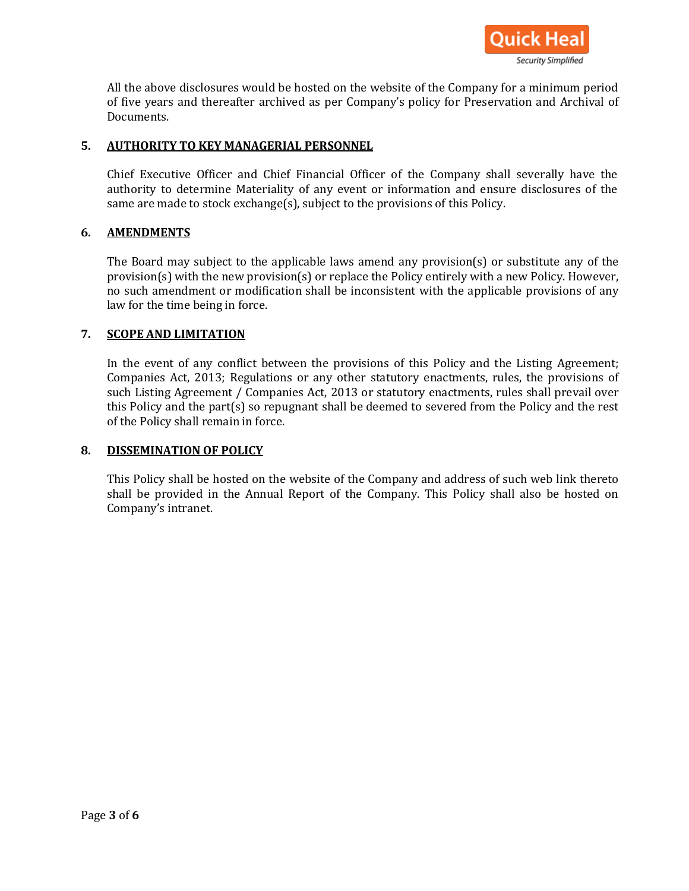All the above disclosures would be hosted on the website of the Company for a minimum period of five years and thereafter archived as per Company's policy for Preservation and Archival of Documents.

## 5. AUTHORITY TO KEY MANAGERIAL PERSONNEL

Chief Executive Officer and Chief Financial Officer of the Company shall severally have the authority to determine Materiality of any event or information and ensure disclosures of the same are made to stock exchange(s), subject to the provisions of this Policy.

## 6. AMENDMENTS

The Board may subject to the applicable laws amend any provision(s) or substitute any of the provision(s) with the new provision(s) or replace the Policy entirely with a new Policy. However, no such amendment or modification shall be inconsistent with the applicable provisions of any law for the time being in force.

## 7. SCOPE AND LIMITATION

In the event of any conflict between the provisions of this Policy and the Listing Agreement; Companies Act, 2013; Regulations or any other statutory enactments, rules, the provisions of such Listing Agreement / Companies Act, 2013 or statutory enactments, rules shall prevail over this Policy and the part(s) so repugnant shall be deemed to severed from the Policy and the rest of the Policy shall remain in force.

## 8. DISSEMINATION OF POLICY

This Policy shall be hosted on the website of the Company and address of such web link thereto shall be provided in the Annual Report of the Company. This Policy shall also be hosted on Company's intranet.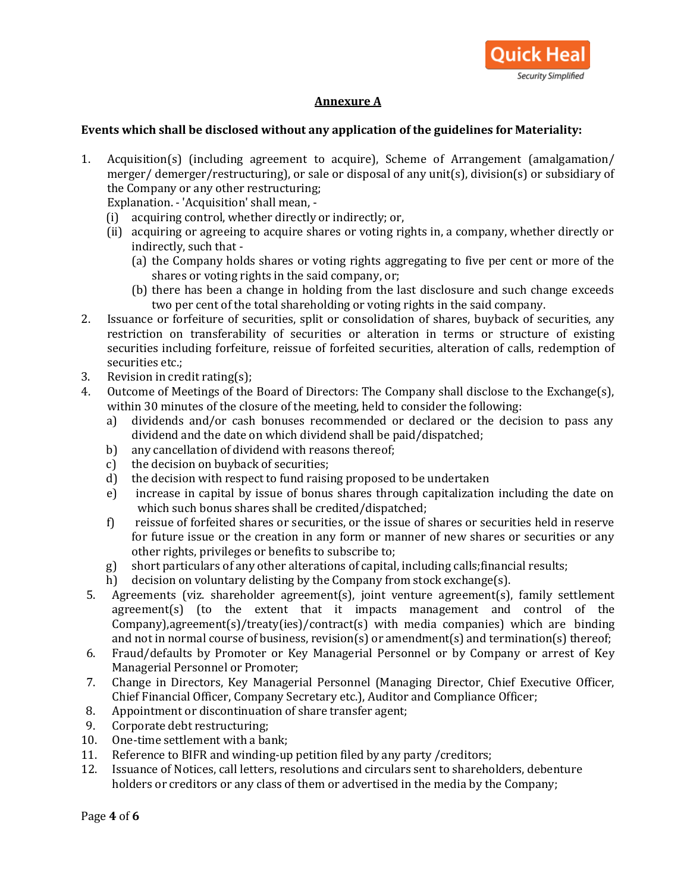## Annexure A

**Events which shall be disclosed without any application of the guidelines for Materiality:**

1. Acquisition(s) (including agreement to acquire), Scheme of Arrangement (amalgamation/ merger/ demerger/restructuring), or sale or disposal of any unit(s), division(s) or subsidiary of the Company or any other restructuring;
   Explanation. - 'Acquisition' shall mean, -
   (i) acquiring control, whether directly or indirectly; or,
   (ii) acquiring or agreeing to acquire shares or voting rights in, a company, whether directly or indirectly, such that -
      (a) the Company holds shares or voting rights aggregating to five per cent or more of the shares or voting rights in the said company, or;
      (b) there has been a change in holding from the last disclosure and such change exceeds two per cent of the total shareholding or voting rights in the said company.
2. Issuance or forfeiture of securities, split or consolidation of shares, buyback of securities, any restriction on transferability of securities or alteration in terms or structure of existing securities including forfeiture, reissue of forfeited securities, alteration of calls, redemption of securities etc.;
3. Revision in credit rating(s);
4. Outcome of Meetings of the Board of Directors: The Company shall disclose to the Exchange(s), within 30 minutes of the closure of the meeting, held to consider the following:
   a) dividends and/or cash bonuses recommended or declared or the decision to pass any dividend and the date on which dividend shall be paid/dispatched;
   b) any cancellation of dividend with reasons thereof;
   c) the decision on buyback of securities;
   d) the decision with respect to fund raising proposed to be undertaken
   e) increase in capital by issue of bonus shares through capitalization including the date on which such bonus shares shall be credited/dispatched;
   f) reissue of forfeited shares or securities, or the issue of shares or securities held in reserve for future issue or the creation in any form or manner of new shares or securities or any other rights, privileges or benefits to subscribe to;
   g) short particulars of any other alterations of capital, including calls;financial results;
   h) decision on voluntary delisting by the Company from stock exchange(s).
5. Agreements (viz. shareholder agreement(s), joint venture agreement(s), family settlement agreement(s) (to the extent that it impacts management and control of the Company),agreement(s)/treaty(ies)/contract(s) with media companies) which are binding and not in normal course of business, revision(s) or amendment(s) and termination(s) thereof;
6. Fraud/defaults by Promoter or Key Managerial Personnel or by Company or arrest of Key Managerial Personnel or Promoter;
7. Change in Directors, Key Managerial Personnel (Managing Director, Chief Executive Officer, Chief Financial Officer, Company Secretary etc.), Auditor and Compliance Officer;
8. Appointment or discontinuation of share transfer agent;
9. Corporate debt restructuring;
10. One-time settlement with a bank;
11. Reference to BIFR and winding-up petition filed by any party /creditors;
12. Issuance of Notices, call letters, resolutions and circulars sent to shareholders, debenture holders or creditors or any class of them or advertised in the media by the Company;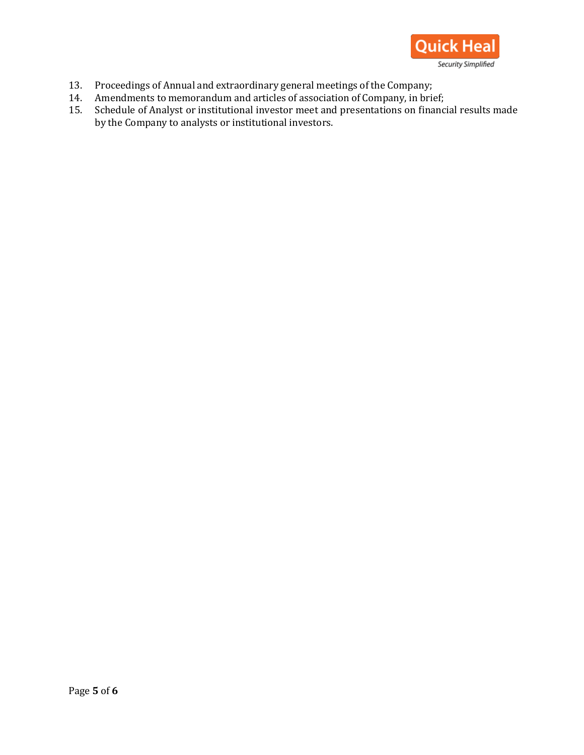13. Proceedings of Annual and extraordinary general meetings of the Company;
14. Amendments to memorandum and articles of association of Company, in brief;
15. Schedule of Analyst or institutional investor meet and presentations on financial results made by the Company to analysts or institutional investors.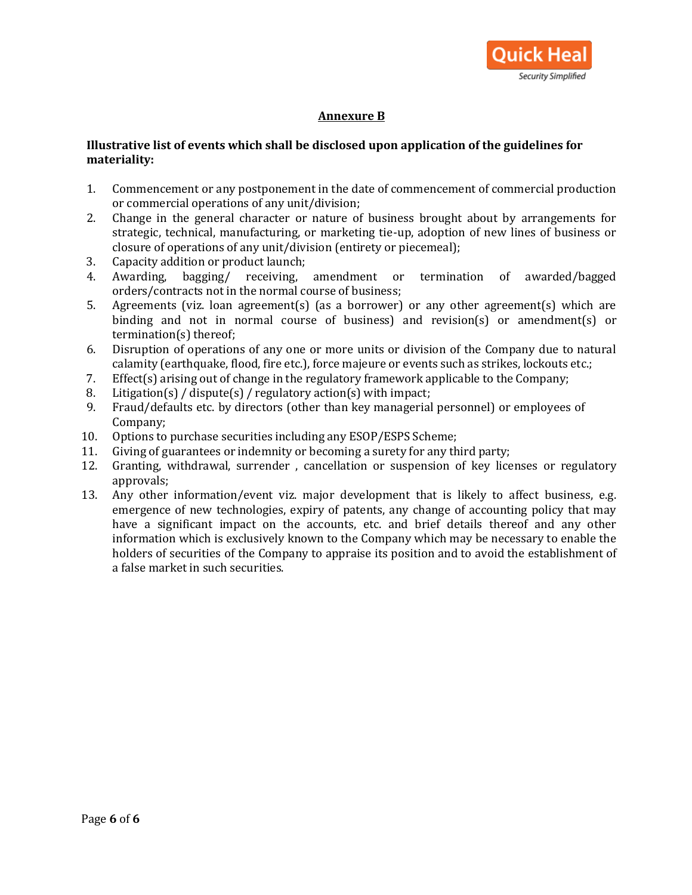## Annexure B

**Illustrative list of events which shall be disclosed upon application of the guidelines for materiality:**

1. Commencement or any postponement in the date of commencement of commercial production or commercial operations of any unit/division;
2. Change in the general character or nature of business brought about by arrangements for strategic, technical, manufacturing, or marketing tie-up, adoption of new lines of business or closure of operations of any unit/division (entirety or piecemeal);
3. Capacity addition or product launch;
4. Awarding, bagging/ receiving, amendment or termination of awarded/bagged orders/contracts not in the normal course of business;
5. Agreements (viz. loan agreement(s) (as a borrower) or any other agreement(s) which are binding and not in normal course of business) and revision(s) or amendment(s) or termination(s) thereof;
6. Disruption of operations of any one or more units or division of the Company due to natural calamity (earthquake, flood, fire etc.), force majeure or events such as strikes, lockouts etc.;
7. Effect(s) arising out of change in the regulatory framework applicable to the Company;
8. Litigation(s) / dispute(s) / regulatory action(s) with impact;
9. Fraud/defaults etc. by directors (other than key managerial personnel) or employees of Company;
10. Options to purchase securities including any ESOP/ESPS Scheme;
11. Giving of guarantees or indemnity or becoming a surety for any third party;
12. Granting, withdrawal, surrender , cancellation or suspension of key licenses or regulatory approvals;
13. Any other information/event viz. major development that is likely to affect business, e.g. emergence of new technologies, expiry of patents, any change of accounting policy that may have a significant impact on the accounts, etc. and brief details thereof and any other information which is exclusively known to the Company which may be necessary to enable the holders of securities of the Company to appraise its position and to avoid the establishment of a false market in such securities.